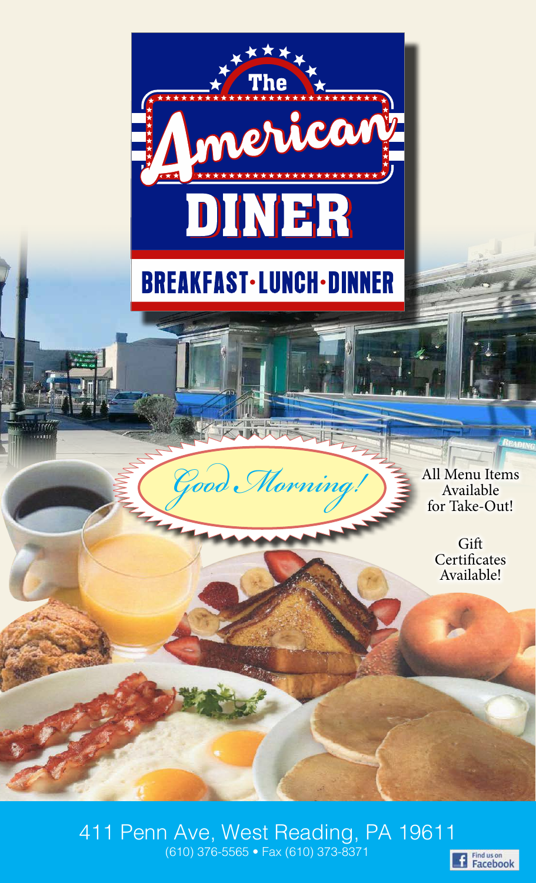# The American DINER

## BREAKFAST · LUNCH · DINNER

*Good Morning!*

All Menu Items Available for Take-Out!

Gift Certificates Available!

411 Penn Ave, West Reading, PA 19611

(610) 376-5565 • Fax (610) 373-8371

Find us on Facebook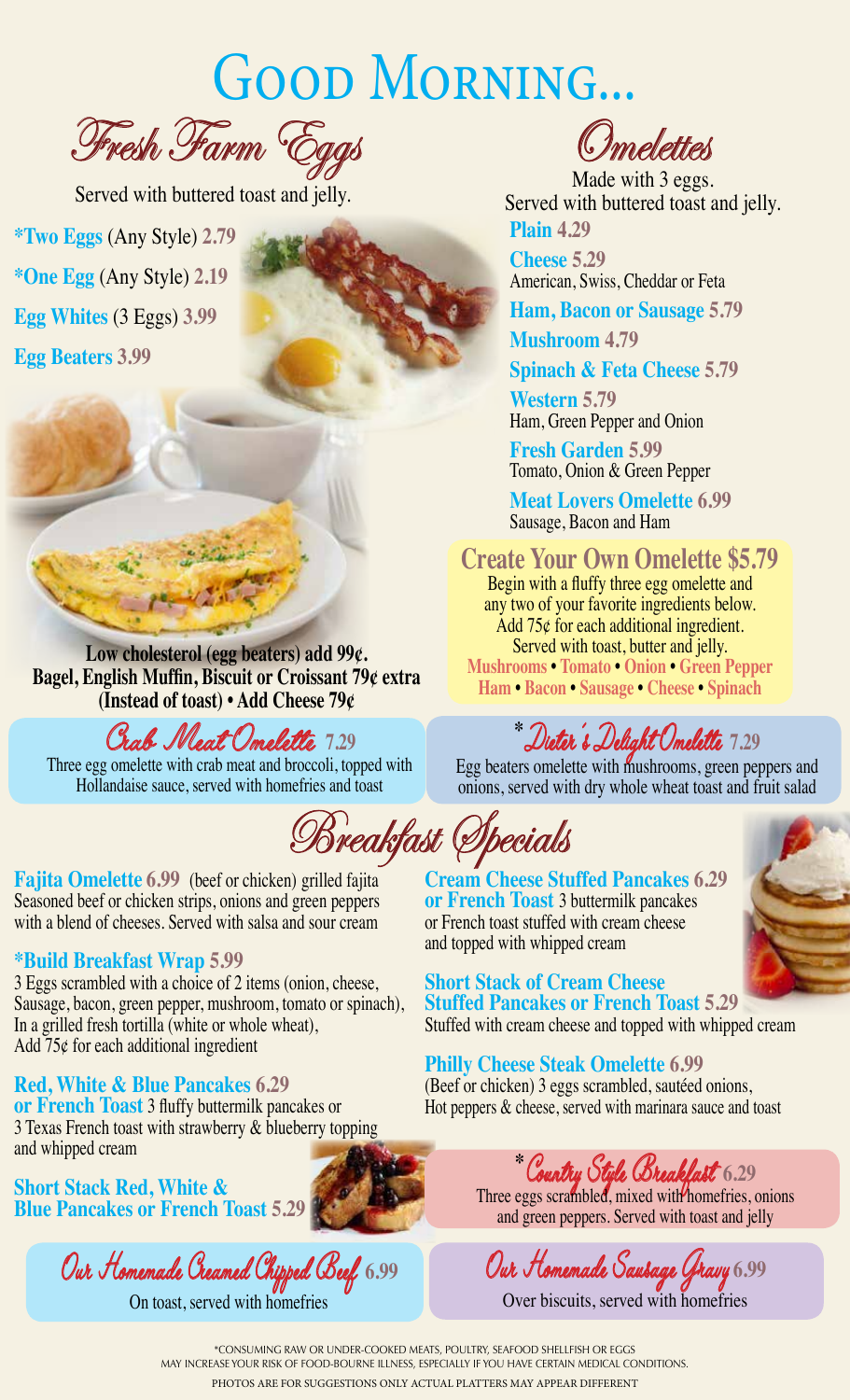# Good Morning...

## Fresh Farm Eggs

Served with buttered toast and jelly.

**\*Two Eggs** (Any Style) **2.79**

**\*One Egg** (Any Style) **2.19**

**Egg Whites** (3 Eggs) **3.99**

**Egg Beaters 3.99**

**Low cholesterol (egg beaters) add 99¢.**
**Bagel, English Muffin, Biscuit or Croissant 79¢ extra (Instead of toast) • Add Cheese 79¢**

## Omelettes

Made with 3 eggs.
Served with buttered toast and jelly.

**Plain 4.29**

**Cheese 5.29**
American, Swiss, Cheddar or Feta

**Ham, Bacon or Sausage 5.79**

**Mushroom 4.79**

**Spinach & Feta Cheese 5.79**

**Western 5.79**
Ham, Green Pepper and Onion

**Fresh Garden 5.99**
Tomato, Onion & Green Pepper

**Meat Lovers Omelette 6.99**
Sausage, Bacon and Ham

### Create Your Own Omelette $5.79

Begin with a fluffy three egg omelette and any two of your favorite ingredients below. Add 75¢ for each additional ingredient. Served with toast, butter and jelly.

**Mushrooms • Tomato • Onion • Green Pepper Ham • Bacon • Sausage • Cheese • Spinach**

### Crab Meat Omelette 7.29

Three egg omelette with crab meat and broccoli, topped with Hollandaise sauce, served with homefries and toast

### *Dieter's Delight Omelette 7.29

Egg beaters omelette with mushrooms, green peppers and onions, served with dry whole wheat toast and fruit salad

## Breakfast Specials

**Fajita Omelette 6.99** (beef or chicken) grilled fajita
Seasoned beef or chicken strips, onions and green peppers with a blend of cheeses. Served with salsa and sour cream

**\*Build Breakfast Wrap 5.99**
3 Eggs scrambled with a choice of 2 items (onion, cheese, Sausage, bacon, green pepper, mushroom, tomato or spinach), In a grilled fresh tortilla (white or whole wheat), Add 75¢ for each additional ingredient

**Red, White & Blue Pancakes 6.29 or French Toast** 3 fluffy buttermilk pancakes or 3 Texas French toast with strawberry & blueberry topping and whipped cream

**Short Stack Red, White & Blue Pancakes or French Toast 5.29**

**Cream Cheese Stuffed Pancakes 6.29 or French Toast** 3 buttermilk pancakes or French toast stuffed with cream cheese and topped with whipped cream

**Short Stack of Cream Cheese Stuffed Pancakes or French Toast 5.29**
Stuffed with cream cheese and topped with whipped cream

**Philly Cheese Steak Omelette 6.99**
(Beef or chicken) 3 eggs scrambled, sautéed onions, Hot peppers & cheese, served with marinara sauce and toast

### *Country Style Breakfast 6.29

Three eggs scrambled, mixed with homefries, onions and green peppers. Served with toast and jelly

### Our Homemade Creamed Chipped Beef 6.99

On toast, served with homefries

### Our Homemade Sausage Gravy 6.99

Over biscuits, served with homefries

\*CONSUMING RAW OR UNDER-COOKED MEATS, POULTRY, SEAFOOD SHELLFISH OR EGGS MAY INCREASE YOUR RISK OF FOOD-BOURNE ILLNESS, ESPECIALLY IF YOU HAVE CERTAIN MEDICAL CONDITIONS.

PHOTOS ARE FOR SUGGESTIONS ONLY ACTUAL PLATTERS MAY APPEAR DIFFERENT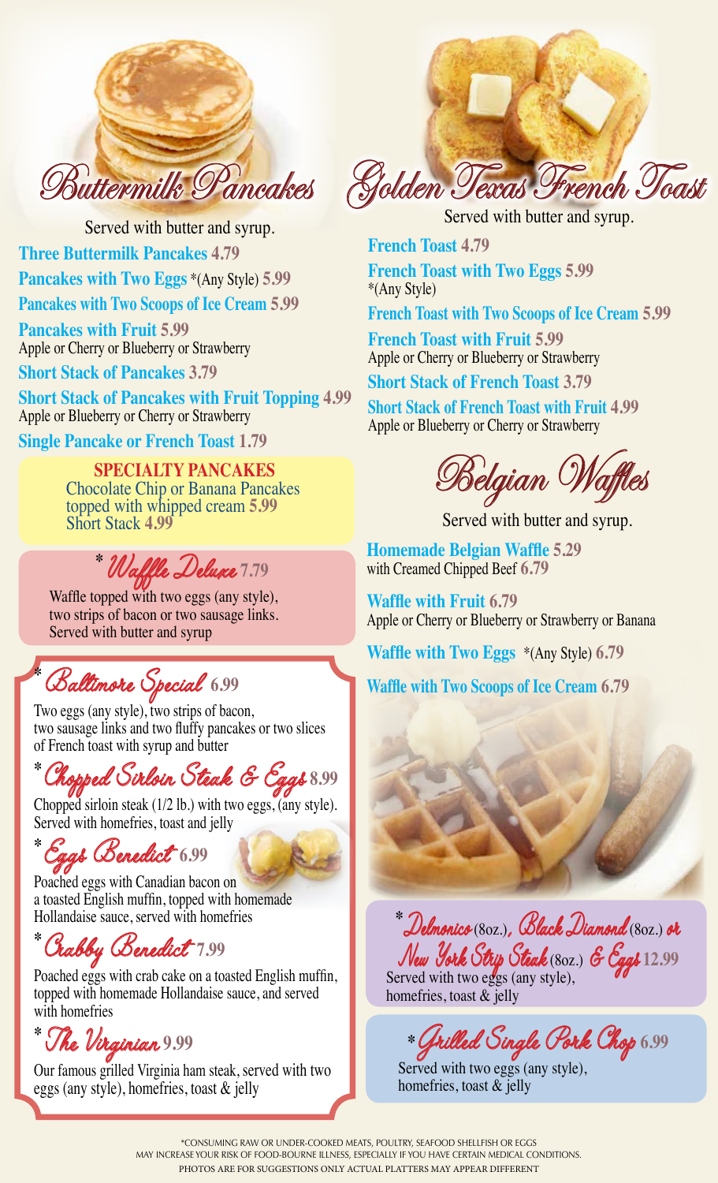## Buttermilk Pancakes

Served with butter and syrup.

**Three Buttermilk Pancakes** 4.79

**Pancakes with Two Eggs** *(Any Style) 5.99

**Pancakes with Two Scoops of Ice Cream** 5.99

**Pancakes with Fruit** 5.99
Apple or Cherry or Blueberry or Strawberry

**Short Stack of Pancakes** 3.79

**Short Stack of Pancakes with Fruit Topping** 4.99
Apple or Blueberry or Cherry or Strawberry

**Single Pancake or French Toast** 1.79

**SPECIALTY PANCAKES**
Chocolate Chip or Banana Pancakes topped with whipped cream 5.99
Short Stack 4.99

### * Waffle Deluxe 7.79

Waffle topped with two eggs (any style), two strips of bacon or two sausage links. Served with butter and syrup

### * Baltimore Special 6.99

Two eggs (any style), two strips of bacon, two sausage links and two fluffy pancakes or two slices of French toast with syrup and butter

### * Chopped Sirloin Steak & Eggs 8.99

Chopped sirloin steak (1/2 lb.) with two eggs, (any style). Served with homefries, toast and jelly

### * Eggs Benedict 6.99

Poached eggs with Canadian bacon on a toasted English muffin, topped with homemade Hollandaise sauce, served with homefries

### * Crabby Benedict 7.99

Poached eggs with crab cake on a toasted English muffin, topped with homemade Hollandaise sauce, and served with homefries

### * The Virginian 9.99

Our famous grilled Virginia ham steak, served with two eggs (any style), homefries, toast & jelly

## Golden Texas French Toast

Served with butter and syrup.

**French Toast** 4.79

**French Toast with Two Eggs** 5.99
*(Any Style)

**French Toast with Two Scoops of Ice Cream** 5.99

**French Toast with Fruit** 5.99
Apple or Cherry or Blueberry or Strawberry

**Short Stack of French Toast** 3.79

**Short Stack of French Toast with Fruit** 4.99
Apple or Blueberry or Cherry or Strawberry

## Belgian Waffles

Served with butter and syrup.

**Homemade Belgian Waffle** 5.29
with Creamed Chipped Beef 6.79

**Waffle with Fruit** 6.79
Apple or Cherry or Blueberry or Strawberry or Banana

**Waffle with Two Eggs** *(Any Style) 6.79

**Waffle with Two Scoops of Ice Cream** 6.79

### * Delmonico (8oz.), Black Diamond (8oz.) or New York Strip Steak (8oz.) & Eggs 12.99

Served with two eggs (any style), homefries, toast & jelly

### * Grilled Single Pork Chop 6.99

Served with two eggs (any style), homefries, toast & jelly

*CONSUMING RAW OR UNDER-COOKED MEATS, POULTRY, SEAFOOD SHELLFISH OR EGGS MAY INCREASE YOUR RISK OF FOOD-BOURNE ILLNESS, ESPECIALLY IF YOU HAVE CERTAIN MEDICAL CONDITIONS.
PHOTOS ARE FOR SUGGESTIONS ONLY ACTUAL PLATTERS MAY APPEAR DIFFERENT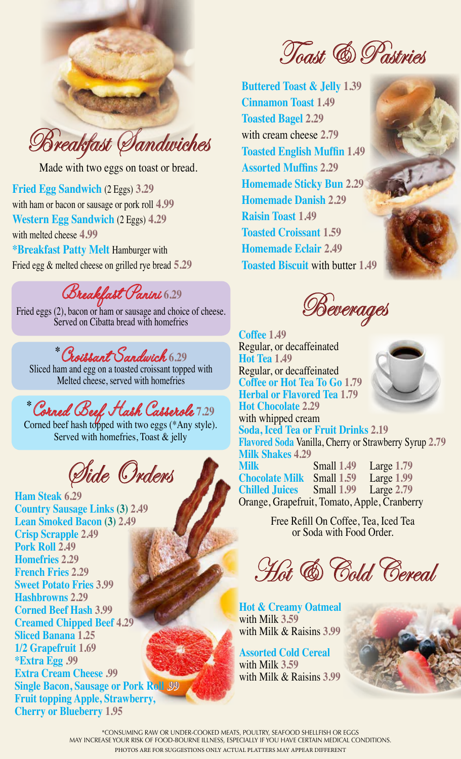## Breakfast Sandwiches

Made with two eggs on toast or bread.

**Fried Egg Sandwich** (2 Eggs) 3.29
with ham or bacon or sausage or pork roll 4.99

**Western Egg Sandwich** (2 Eggs) 4.29
with melted cheese 4.99

***Breakfast Patty Melt** Hamburger with Fried egg & melted cheese on grilled rye bread 5.29

## Breakfast Panini 6.29

Fried eggs (2), bacon or ham or sausage and choice of cheese. Served on Cibatta bread with homefries

## *Croissant Sandwich 6.29

Sliced ham and egg on a toasted croissant topped with Melted cheese, served with homefries

## *Corned Beef Hash Casserole 7.29

Corned beef hash topped with two eggs (*Any style). Served with homefries, Toast & jelly

## Side Orders

- **Ham Steak** 6.29
- **Country Sausage Links (3)** 2.49
- **Lean Smoked Bacon (3)** 2.49
- **Crisp Scrapple** 2.49
- **Pork Roll** 2.49
- **Homefries** 2.29
- **French Fries** 2.29
- **Sweet Potato Fries** 3.99
- **Hashbrowns** 2.29
- **Corned Beef Hash** 3.99
- **Creamed Chipped Beef** 4.29
- **Sliced Banana** 1.25
- **1/2 Grapefruit** 1.69
- ***Extra Egg** .99
- **Extra Cream Cheese** .99
- **Single Bacon, Sausage or Pork Roll** .99
- **Fruit topping Apple, Strawberry, Cherry or Blueberry** 1.95

## Toast & Pastries

- **Buttered Toast & Jelly** 1.39
- **Cinnamon Toast** 1.49
- **Toasted Bagel** 2.29
  with cream cheese 2.79
- **Toasted English Muffin** 1.49
- **Assorted Muffins** 2.29
- **Homemade Sticky Bun** 2.29
- **Homemade Danish** 2.29
- **Raisin Toast** 1.49
- **Toasted Croissant** 1.59
- **Homemade Eclair** 2.49
- **Toasted Biscuit** with butter 1.49

## Beverages

**Coffee** 1.49
Regular, or decaffeinated

**Hot Tea** 1.49
Regular, or decaffeinated

**Coffee or Hot Tea To Go** 1.79

**Herbal or Flavored Tea** 1.79

**Hot Chocolate** 2.29
with whipped cream

**Soda, Iced Tea or Fruit Drinks** 2.19

**Flavored Soda** Vanilla, Cherry or Strawberry Syrup 2.79

**Milk Shakes** 4.29

| | | |
|---|---|---|
| **Milk** | Small 1.49 | Large 1.79 |
| **Chocolate Milk** | Small 1.59 | Large 1.99 |
| **Chilled Juices** | Small 1.99 | Large 2.79 |

Orange, Grapefruit, Tomato, Apple, Cranberry

Free Refill On Coffee, Tea, Iced Tea or Soda with Food Order.

## Hot & Cold Cereal

**Hot & Creamy Oatmeal**
with Milk 3.59
with Milk & Raisins 3.99

**Assorted Cold Cereal**
with Milk 3.59
with Milk & Raisins 3.99

*CONSUMING RAW OR UNDER-COOKED MEATS, POULTRY, SEAFOOD SHELLFISH OR EGGS MAY INCREASE YOUR RISK OF FOOD-BOURNE ILLNESS, ESPECIALLY IF YOU HAVE CERTAIN MEDICAL CONDITIONS.
PHOTOS ARE FOR SUGGESTIONS ONLY ACTUAL PLATTERS MAY APPEAR DIFFERENT